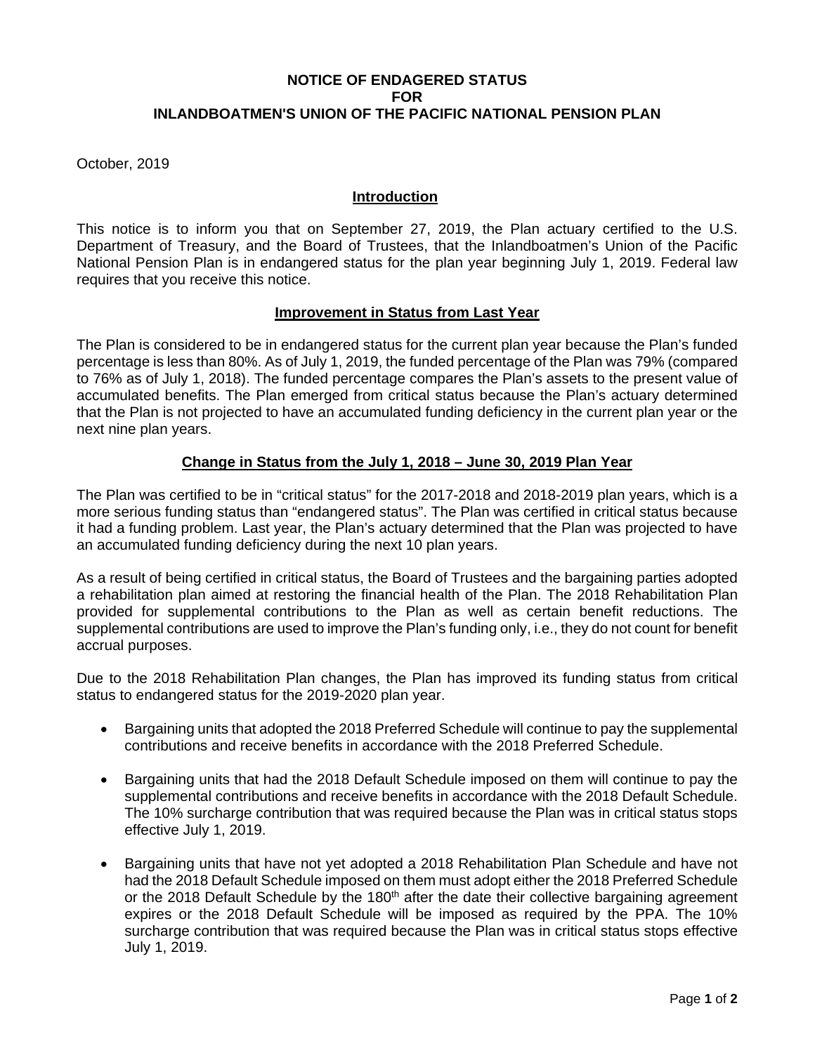# NOTICE OF ENDAGERED STATUS FOR INLANDBOATMEN'S UNION OF THE PACIFIC NATIONAL PENSION PLAN

October, 2019

## Introduction

This notice is to inform you that on September 27, 2019, the Plan actuary certified to the U.S. Department of Treasury, and the Board of Trustees, that the Inlandboatmen's Union of the Pacific National Pension Plan is in endangered status for the plan year beginning July 1, 2019. Federal law requires that you receive this notice.

## Improvement in Status from Last Year

The Plan is considered to be in endangered status for the current plan year because the Plan's funded percentage is less than 80%. As of July 1, 2019, the funded percentage of the Plan was 79% (compared to 76% as of July 1, 2018). The funded percentage compares the Plan's assets to the present value of accumulated benefits. The Plan emerged from critical status because the Plan's actuary determined that the Plan is not projected to have an accumulated funding deficiency in the current plan year or the next nine plan years.

## Change in Status from the July 1, 2018 – June 30, 2019 Plan Year

The Plan was certified to be in "critical status" for the 2017-2018 and 2018-2019 plan years, which is a more serious funding status than "endangered status". The Plan was certified in critical status because it had a funding problem. Last year, the Plan's actuary determined that the Plan was projected to have an accumulated funding deficiency during the next 10 plan years.

As a result of being certified in critical status, the Board of Trustees and the bargaining parties adopted a rehabilitation plan aimed at restoring the financial health of the Plan. The 2018 Rehabilitation Plan provided for supplemental contributions to the Plan as well as certain benefit reductions. The supplemental contributions are used to improve the Plan's funding only, i.e., they do not count for benefit accrual purposes.

Due to the 2018 Rehabilitation Plan changes, the Plan has improved its funding status from critical status to endangered status for the 2019-2020 plan year.

- Bargaining units that adopted the 2018 Preferred Schedule will continue to pay the supplemental contributions and receive benefits in accordance with the 2018 Preferred Schedule.
- Bargaining units that had the 2018 Default Schedule imposed on them will continue to pay the supplemental contributions and receive benefits in accordance with the 2018 Default Schedule. The 10% surcharge contribution that was required because the Plan was in critical status stops effective July 1, 2019.
- Bargaining units that have not yet adopted a 2018 Rehabilitation Plan Schedule and have not had the 2018 Default Schedule imposed on them must adopt either the 2018 Preferred Schedule or the 2018 Default Schedule by the 180th after the date their collective bargaining agreement expires or the 2018 Default Schedule will be imposed as required by the PPA. The 10% surcharge contribution that was required because the Plan was in critical status stops effective July 1, 2019.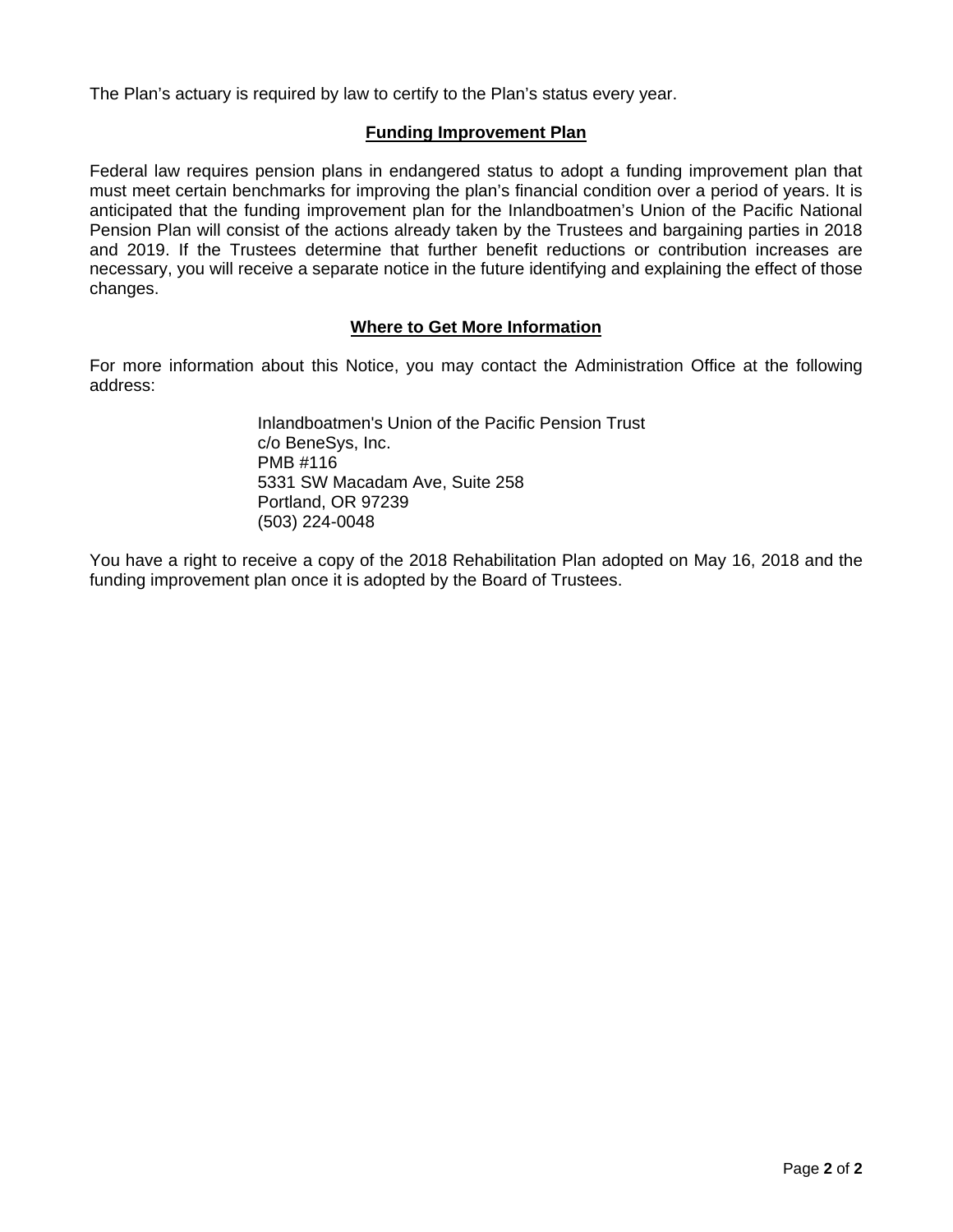The Plan's actuary is required by law to certify to the Plan's status every year.

## Funding Improvement Plan

Federal law requires pension plans in endangered status to adopt a funding improvement plan that must meet certain benchmarks for improving the plan's financial condition over a period of years. It is anticipated that the funding improvement plan for the Inlandboatmen's Union of the Pacific National Pension Plan will consist of the actions already taken by the Trustees and bargaining parties in 2018 and 2019. If the Trustees determine that further benefit reductions or contribution increases are necessary, you will receive a separate notice in the future identifying and explaining the effect of those changes.

## Where to Get More Information

For more information about this Notice, you may contact the Administration Office at the following address:

Inlandboatmen's Union of the Pacific Pension Trust
c/o BeneSys, Inc.
PMB #116
5331 SW Macadam Ave, Suite 258
Portland, OR 97239
(503) 224-0048

You have a right to receive a copy of the 2018 Rehabilitation Plan adopted on May 16, 2018 and the funding improvement plan once it is adopted by the Board of Trustees.